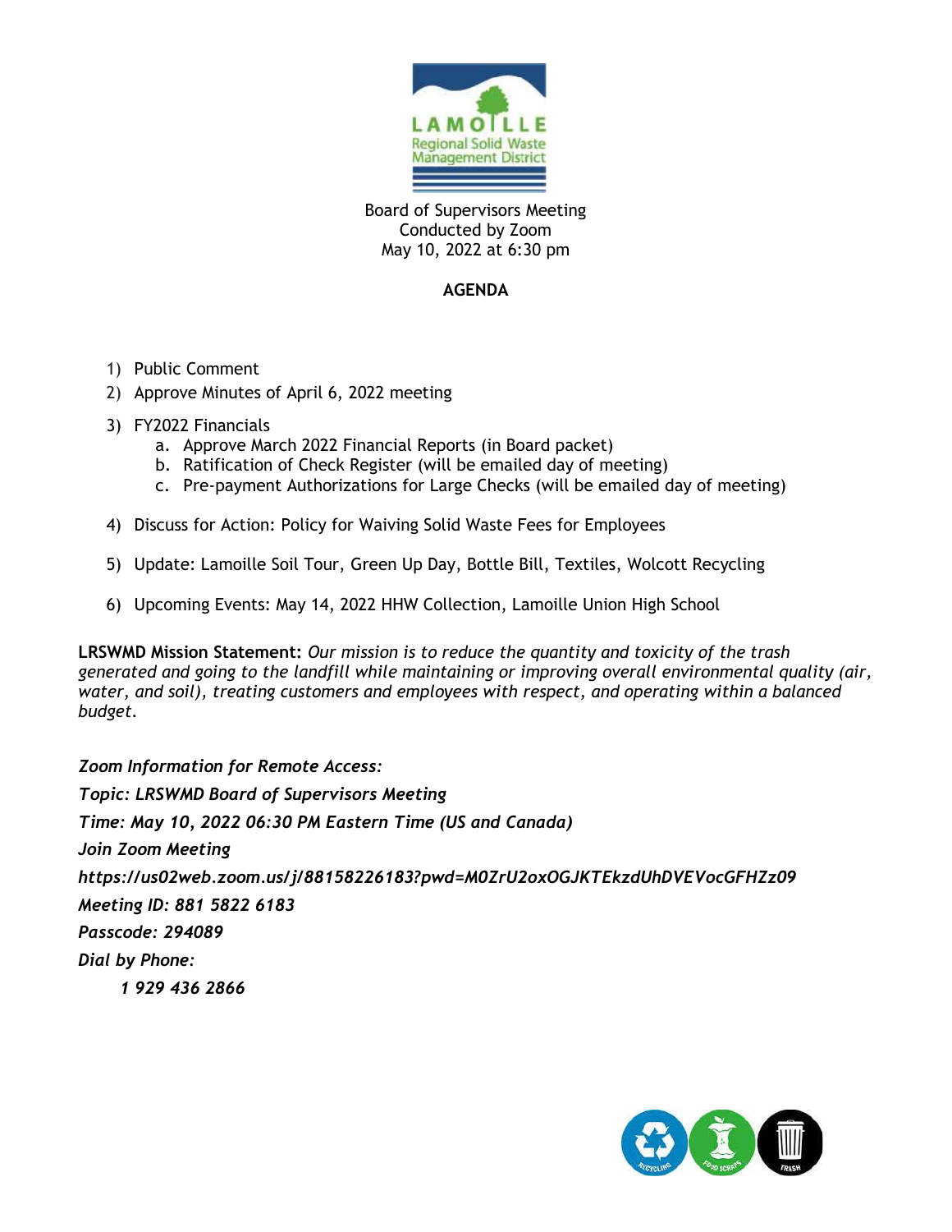LAMOILLE
Regional Solid Waste Management District

Board of Supervisors Meeting
Conducted by Zoom
May 10, 2022 at 6:30 pm

## AGENDA

1) Public Comment
2) Approve Minutes of April 6, 2022 meeting
3) FY2022 Financials
    a. Approve March 2022 Financial Reports (in Board packet)
    b. Ratification of Check Register (will be emailed day of meeting)
    c. Pre-payment Authorizations for Large Checks (will be emailed day of meeting)
4) Discuss for Action: Policy for Waiving Solid Waste Fees for Employees
5) Update: Lamoille Soil Tour, Green Up Day, Bottle Bill, Textiles, Wolcott Recycling
6) Upcoming Events: May 14, 2022 HHW Collection, Lamoille Union High School

**LRSWMD Mission Statement:** *Our mission is to reduce the quantity and toxicity of the trash generated and going to the landfill while maintaining or improving overall environmental quality (air, water, and soil), treating customers and employees with respect, and operating within a balanced budget.*

*Zoom Information for Remote Access:*

*Topic: LRSWMD Board of Supervisors Meeting*

*Time: May 10, 2022 06:30 PM Eastern Time (US and Canada)*

*Join Zoom Meeting*

*https://us02web.zoom.us/j/88158226183?pwd=M0ZrU2oxOGJKTEkzdUhDVEVocGFHZz09*

*Meeting ID: 881 5822 6183*

*Passcode: 294089*

*Dial by Phone:*

*1 929 436 2866*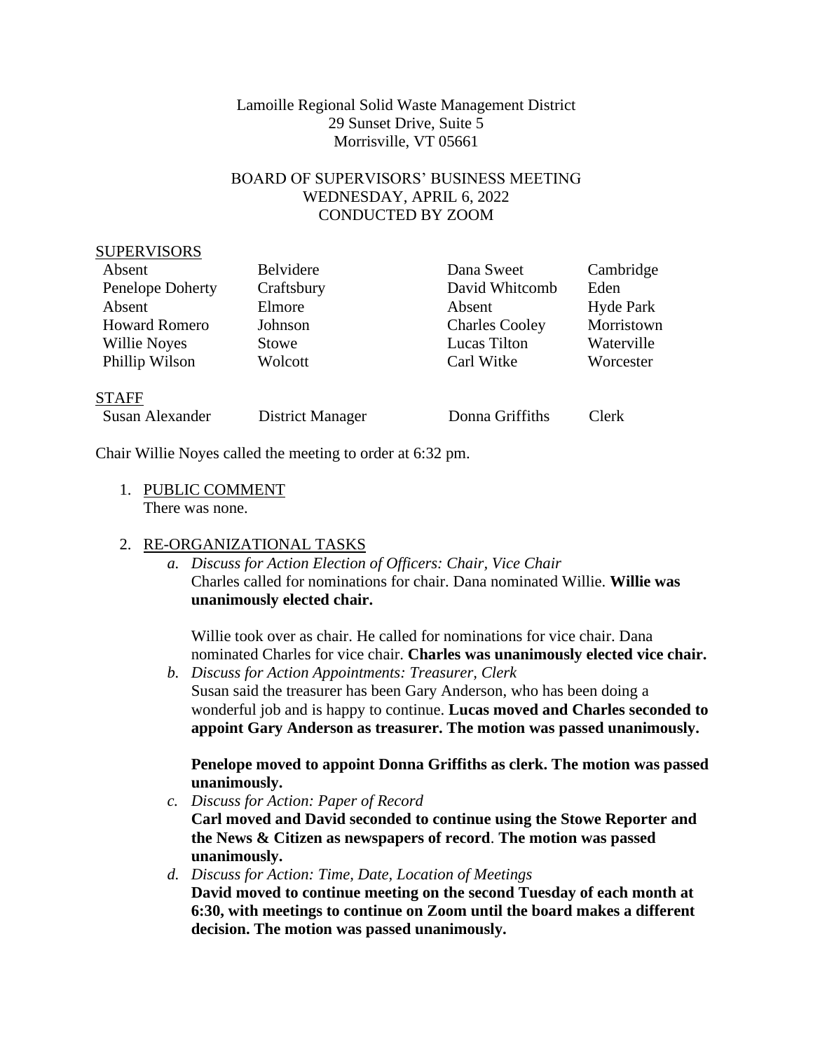Lamoille Regional Solid Waste Management District
29 Sunset Drive, Suite 5
Morrisville, VT 05661

BOARD OF SUPERVISORS' BUSINESS MEETING
WEDNESDAY, APRIL 6, 2022
CONDUCTED BY ZOOM

SUPERVISORS

| | | | |
|---|---|---|---|
| Absent | Belvidere | Dana Sweet | Cambridge |
| Penelope Doherty | Craftsbury | David Whitcomb | Eden |
| Absent | Elmore | Absent | Hyde Park |
| Howard Romero | Johnson | Charles Cooley | Morristown |
| Willie Noyes | Stowe | Lucas Tilton | Waterville |
| Phillip Wilson | Wolcott | Carl Witke | Worcester |

STAFF

| | | | |
|---|---|---|---|
| Susan Alexander | District Manager | Donna Griffiths | Clerk |

Chair Willie Noyes called the meeting to order at 6:32 pm.

1. PUBLIC COMMENT
   There was none.

2. RE-ORGANIZATIONAL TASKS
   a. *Discuss for Action Election of Officers: Chair, Vice Chair*
      Charles called for nominations for chair. Dana nominated Willie. **Willie was unanimously elected chair.**

      Willie took over as chair. He called for nominations for vice chair. Dana nominated Charles for vice chair. **Charles was unanimously elected vice chair.**
   b. *Discuss for Action Appointments: Treasurer, Clerk*
      Susan said the treasurer has been Gary Anderson, who has been doing a wonderful job and is happy to continue. **Lucas moved and Charles seconded to appoint Gary Anderson as treasurer. The motion was passed unanimously.**

      **Penelope moved to appoint Donna Griffiths as clerk. The motion was passed unanimously.**
   c. *Discuss for Action: Paper of Record*
      **Carl moved and David seconded to continue using the Stowe Reporter and the News & Citizen as newspapers of record**. **The motion was passed unanimously.**
   d. *Discuss for Action: Time, Date, Location of Meetings*
      **David moved to continue meeting on the second Tuesday of each month at 6:30, with meetings to continue on Zoom until the board makes a different decision. The motion was passed unanimously.**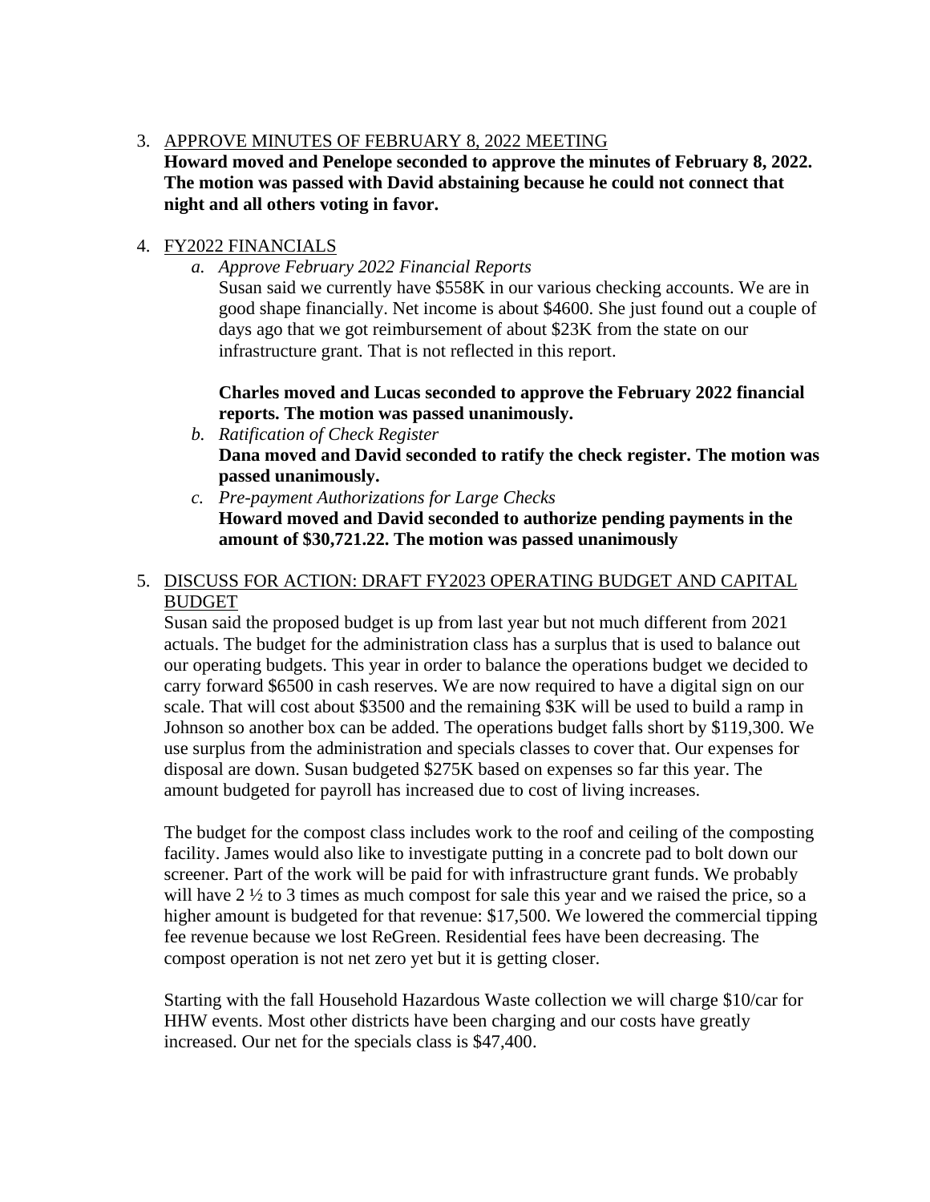3. <u>APPROVE MINUTES OF FEBRUARY 8, 2022 MEETING</u>
   **Howard moved and Penelope seconded to approve the minutes of February 8, 2022. The motion was passed with David abstaining because he could not connect that night and all others voting in favor.**

4. <u>FY2022 FINANCIALS</u>
   a. *Approve February 2022 Financial Reports*
      Susan said we currently have $558K in our various checking accounts. We are in good shape financially. Net income is about $4600. She just found out a couple of days ago that we got reimbursement of about $23K from the state on our infrastructure grant. That is not reflected in this report.

      **Charles moved and Lucas seconded to approve the February 2022 financial reports. The motion was passed unanimously.**
   b. *Ratification of Check Register*
      **Dana moved and David seconded to ratify the check register. The motion was passed unanimously.**
   c. *Pre-payment Authorizations for Large Checks*
      **Howard moved and David seconded to authorize pending payments in the amount of $30,721.22. The motion was passed unanimously**

5. <u>DISCUSS FOR ACTION: DRAFT FY2023 OPERATING BUDGET AND CAPITAL BUDGET</u>
   Susan said the proposed budget is up from last year but not much different from 2021 actuals. The budget for the administration class has a surplus that is used to balance out our operating budgets. This year in order to balance the operations budget we decided to carry forward $6500 in cash reserves. We are now required to have a digital sign on our scale. That will cost about $3500 and the remaining $3K will be used to build a ramp in Johnson so another box can be added. The operations budget falls short by $119,300. We use surplus from the administration and specials classes to cover that. Our expenses for disposal are down. Susan budgeted $275K based on expenses so far this year. The amount budgeted for payroll has increased due to cost of living increases.

   The budget for the compost class includes work to the roof and ceiling of the composting facility. James would also like to investigate putting in a concrete pad to bolt down our screener. Part of the work will be paid for with infrastructure grant funds. We probably will have 2 ½ to 3 times as much compost for sale this year and we raised the price, so a higher amount is budgeted for that revenue: $17,500. We lowered the commercial tipping fee revenue because we lost ReGreen. Residential fees have been decreasing. The compost operation is not net zero yet but it is getting closer.

   Starting with the fall Household Hazardous Waste collection we will charge $10/car for HHW events. Most other districts have been charging and our costs have greatly increased. Our net for the specials class is $47,400.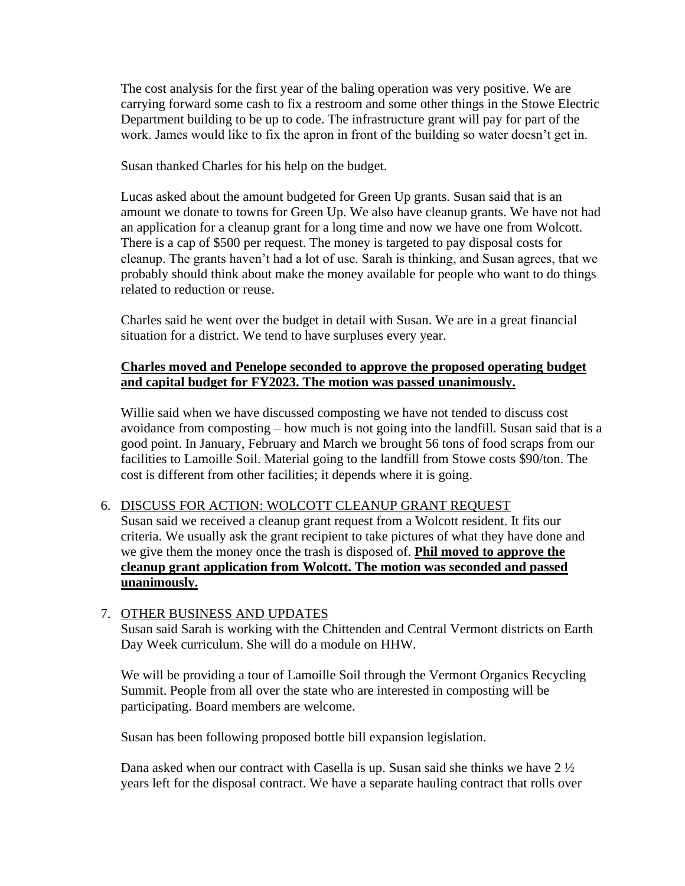The cost analysis for the first year of the baling operation was very positive. We are carrying forward some cash to fix a restroom and some other things in the Stowe Electric Department building to be up to code. The infrastructure grant will pay for part of the work. James would like to fix the apron in front of the building so water doesn't get in.

Susan thanked Charles for his help on the budget.

Lucas asked about the amount budgeted for Green Up grants. Susan said that is an amount we donate to towns for Green Up. We also have cleanup grants. We have not had an application for a cleanup grant for a long time and now we have one from Wolcott. There is a cap of $500 per request. The money is targeted to pay disposal costs for cleanup. The grants haven't had a lot of use. Sarah is thinking, and Susan agrees, that we probably should think about make the money available for people who want to do things related to reduction or reuse.

Charles said he went over the budget in detail with Susan. We are in a great financial situation for a district. We tend to have surpluses every year.

**<u>Charles moved and Penelope seconded to approve the proposed operating budget and capital budget for FY2023. The motion was passed unanimously.</u>**

Willie said when we have discussed composting we have not tended to discuss cost avoidance from composting – how much is not going into the landfill. Susan said that is a good point. In January, February and March we brought 56 tons of food scraps from our facilities to Lamoille Soil. Material going to the landfill from Stowe costs $90/ton. The cost is different from other facilities; it depends where it is going.

6. <u>DISCUSS FOR ACTION: WOLCOTT CLEANUP GRANT REQUEST</u>
   Susan said we received a cleanup grant request from a Wolcott resident. It fits our criteria. We usually ask the grant recipient to take pictures of what they have done and we give them the money once the trash is disposed of. **<u>Phil moved to approve the cleanup grant application from Wolcott. The motion was seconded and passed unanimously.</u>**

7. <u>OTHER BUSINESS AND UPDATES</u>
   Susan said Sarah is working with the Chittenden and Central Vermont districts on Earth Day Week curriculum. She will do a module on HHW.

   We will be providing a tour of Lamoille Soil through the Vermont Organics Recycling Summit. People from all over the state who are interested in composting will be participating. Board members are welcome.

   Susan has been following proposed bottle bill expansion legislation.

   Dana asked when our contract with Casella is up. Susan said she thinks we have 2 ½ years left for the disposal contract. We have a separate hauling contract that rolls over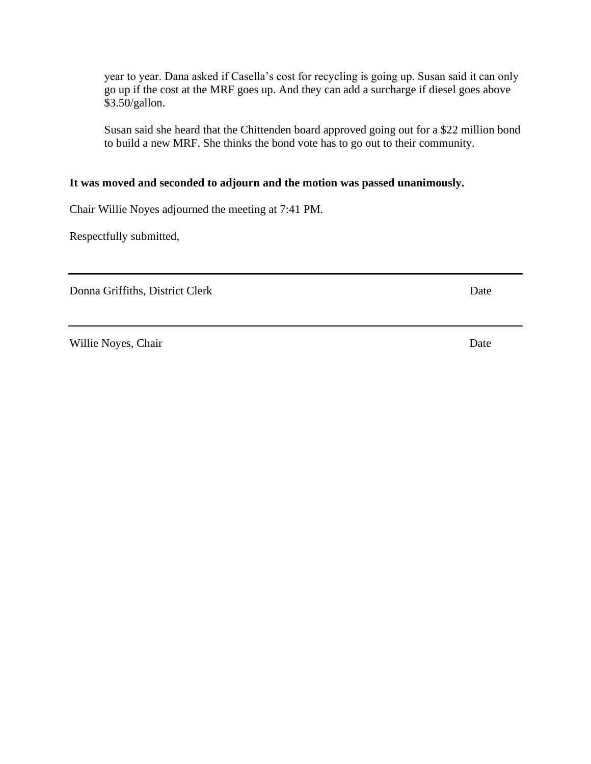year to year. Dana asked if Casella's cost for recycling is going up. Susan said it can only go up if the cost at the MRF goes up. And they can add a surcharge if diesel goes above $3.50/gallon.

Susan said she heard that the Chittenden board approved going out for a $22 million bond to build a new MRF. She thinks the bond vote has to go out to their community.

**It was moved and seconded to adjourn and the motion was passed unanimously.**

Chair Willie Noyes adjourned the meeting at 7:41 PM.

Respectfully submitted,

---

Donna Griffiths, District Clerk Date

---

Willie Noyes, Chair Date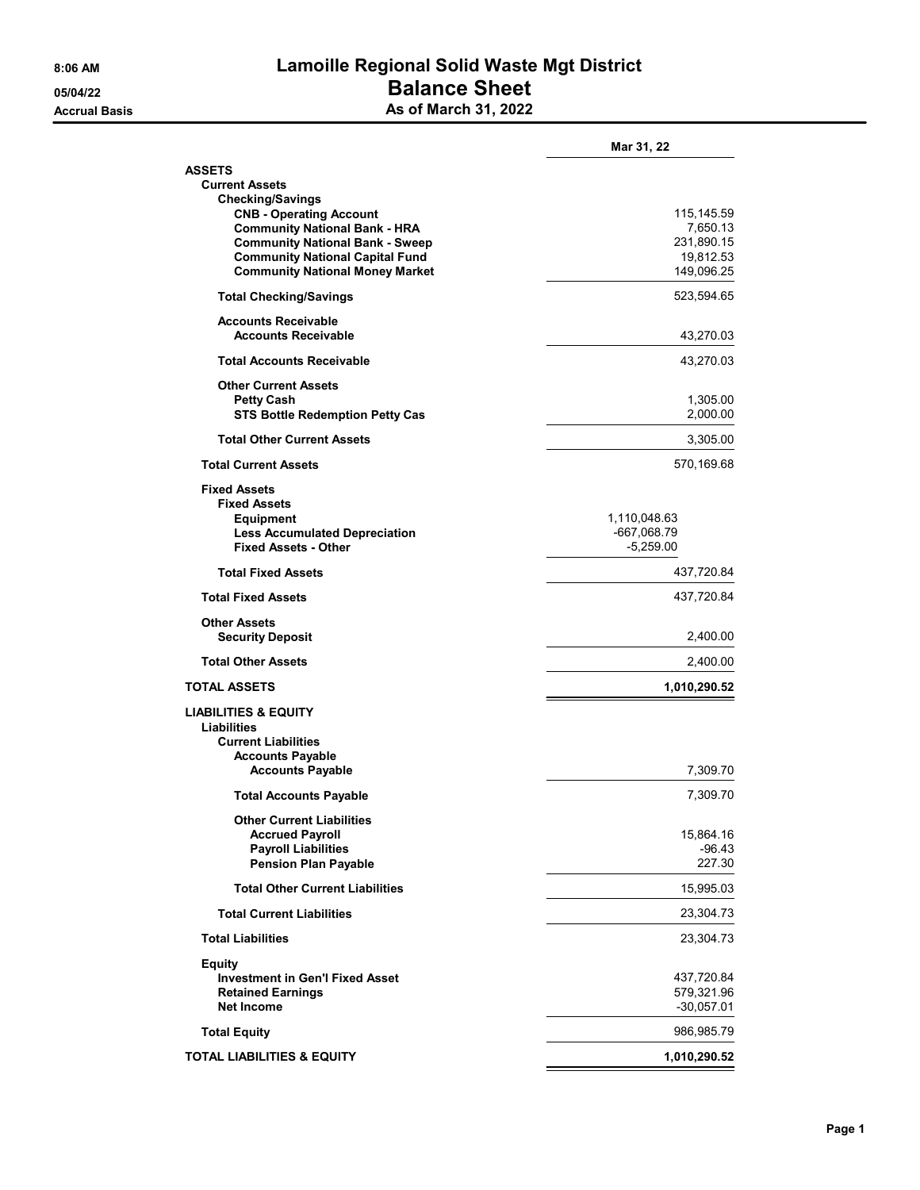# Lamoille Regional Solid Waste Mgt District

## Balance Sheet

### As of March 31, 2022

8:06 AM
05/04/22
Accrual Basis

| | | Mar 31, 22 |
|---|---|---|
| **ASSETS** | | |
| **Current Assets** | | |
| **Checking/Savings** | | |
| **CNB - Operating Account** | | 115,145.59 |
| **Community National Bank - HRA** | | 7,650.13 |
| **Community National Bank - Sweep** | | 231,890.15 |
| **Community National Capital Fund** | | 19,812.53 |
| **Community National Money Market** | | 149,096.25 |
| **Total Checking/Savings** | | 523,594.65 |
| **Accounts Receivable** | | |
| **Accounts Receivable** | | 43,270.03 |
| **Total Accounts Receivable** | | 43,270.03 |
| **Other Current Assets** | | |
| **Petty Cash** | | 1,305.00 |
| **STS Bottle Redemption Petty Cas** | | 2,000.00 |
| **Total Other Current Assets** | | 3,305.00 |
| **Total Current Assets** | | 570,169.68 |
| **Fixed Assets** | | |
| **Fixed Assets** | | |
| **Equipment** | 1,110,048.63 | |
| **Less Accumulated Depreciation** | -667,068.79 | |
| **Fixed Assets - Other** | -5,259.00 | |
| **Total Fixed Assets** | | 437,720.84 |
| **Total Fixed Assets** | | 437,720.84 |
| **Other Assets** | | |
| **Security Deposit** | | 2,400.00 |
| **Total Other Assets** | | 2,400.00 |
| **TOTAL ASSETS** | | **1,010,290.52** |
| **LIABILITIES & EQUITY** | | |
| **Liabilities** | | |
| **Current Liabilities** | | |
| **Accounts Payable** | | |
| **Accounts Payable** | | 7,309.70 |
| **Total Accounts Payable** | | 7,309.70 |
| **Other Current Liabilities** | | |
| **Accrued Payroll** | | 15,864.16 |
| **Payroll Liabilities** | | -96.43 |
| **Pension Plan Payable** | | 227.30 |
| **Total Other Current Liabilities** | | 15,995.03 |
| **Total Current Liabilities** | | 23,304.73 |
| **Total Liabilities** | | 23,304.73 |
| **Equity** | | |
| **Investment in Gen'l Fixed Asset** | | 437,720.84 |
| **Retained Earnings** | | 579,321.96 |
| **Net Income** | | -30,057.01 |
| **Total Equity** | | 986,985.79 |
| **TOTAL LIABILITIES & EQUITY** | | **1,010,290.52** |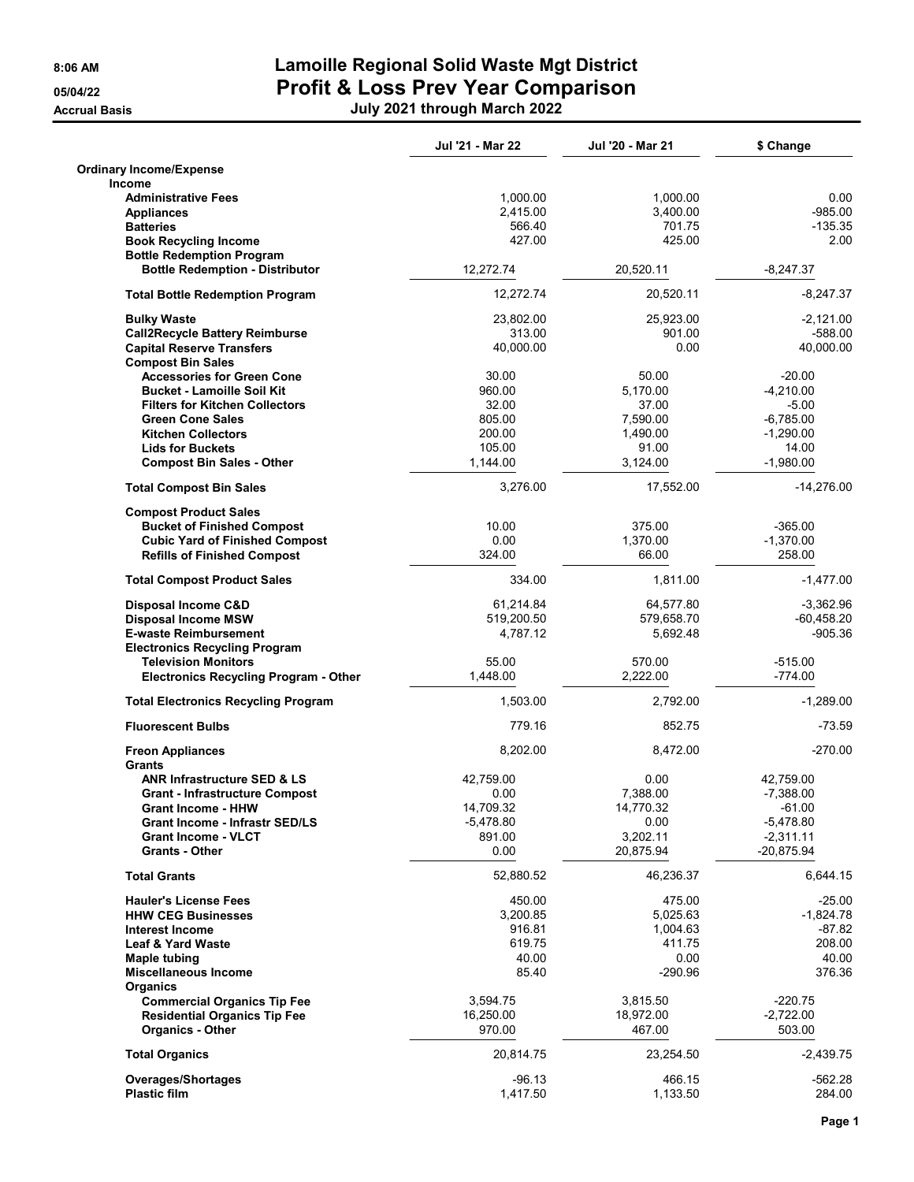**8:06 AM**
**05/04/22**
**Accrual Basis**

# Lamoille Regional Solid Waste Mgt District
## Profit & Loss Prev Year Comparison
### July 2021 through March 2022

| | Jul '21 - Mar 22 | Jul '20 - Mar 21 | $ Change |
|---|---|---|---|
| **Ordinary Income/Expense** | | | |
| **Income** | | | |
| **Administrative Fees** | 1,000.00 | 1,000.00 | 0.00 |
| **Appliances** | 2,415.00 | 3,400.00 | -985.00 |
| **Batteries** | 566.40 | 701.75 | -135.35 |
| **Book Recycling Income** | 427.00 | 425.00 | 2.00 |
| **Bottle Redemption Program** | | | |
| **Bottle Redemption - Distributor** | 12,272.74 | 20,520.11 | -8,247.37 |
| **Total Bottle Redemption Program** | 12,272.74 | 20,520.11 | -8,247.37 |
| **Bulky Waste** | 23,802.00 | 25,923.00 | -2,121.00 |
| **Call2Recycle Battery Reimburse** | 313.00 | 901.00 | -588.00 |
| **Capital Reserve Transfers** | 40,000.00 | 0.00 | 40,000.00 |
| **Compost Bin Sales** | | | |
| **Accessories for Green Cone** | 30.00 | 50.00 | -20.00 |
| **Bucket - Lamoille Soil Kit** | 960.00 | 5,170.00 | -4,210.00 |
| **Filters for Kitchen Collectors** | 32.00 | 37.00 | -5.00 |
| **Green Cone Sales** | 805.00 | 7,590.00 | -6,785.00 |
| **Kitchen Collectors** | 200.00 | 1,490.00 | -1,290.00 |
| **Lids for Buckets** | 105.00 | 91.00 | 14.00 |
| **Compost Bin Sales - Other** | 1,144.00 | 3,124.00 | -1,980.00 |
| **Total Compost Bin Sales** | 3,276.00 | 17,552.00 | -14,276.00 |
| **Compost Product Sales** | | | |
| **Bucket of Finished Compost** | 10.00 | 375.00 | -365.00 |
| **Cubic Yard of Finished Compost** | 0.00 | 1,370.00 | -1,370.00 |
| **Refills of Finished Compost** | 324.00 | 66.00 | 258.00 |
| **Total Compost Product Sales** | 334.00 | 1,811.00 | -1,477.00 |
| **Disposal Income C&D** | 61,214.84 | 64,577.80 | -3,362.96 |
| **Disposal Income MSW** | 519,200.50 | 579,658.70 | -60,458.20 |
| **E-waste Reimbursement** | 4,787.12 | 5,692.48 | -905.36 |
| **Electronics Recycling Program** | | | |
| **Television Monitors** | 55.00 | 570.00 | -515.00 |
| **Electronics Recycling Program - Other** | 1,448.00 | 2,222.00 | -774.00 |
| **Total Electronics Recycling Program** | 1,503.00 | 2,792.00 | -1,289.00 |
| **Fluorescent Bulbs** | 779.16 | 852.75 | -73.59 |
| **Freon Appliances** | 8,202.00 | 8,472.00 | -270.00 |
| **Grants** | | | |
| **ANR Infrastructure SED & LS** | 42,759.00 | 0.00 | 42,759.00 |
| **Grant - Infrastructure Compost** | 0.00 | 7,388.00 | -7,388.00 |
| **Grant Income - HHW** | 14,709.32 | 14,770.32 | -61.00 |
| **Grant Income - Infrastr SED/LS** | -5,478.80 | 0.00 | -5,478.80 |
| **Grant Income - VLCT** | 891.00 | 3,202.11 | -2,311.11 |
| **Grants - Other** | 0.00 | 20,875.94 | -20,875.94 |
| **Total Grants** | 52,880.52 | 46,236.37 | 6,644.15 |
| **Hauler's License Fees** | 450.00 | 475.00 | -25.00 |
| **HHW CEG Businesses** | 3,200.85 | 5,025.63 | -1,824.78 |
| **Interest Income** | 916.81 | 1,004.63 | -87.82 |
| **Leaf & Yard Waste** | 619.75 | 411.75 | 208.00 |
| **Maple tubing** | 40.00 | 0.00 | 40.00 |
| **Miscellaneous Income** | 85.40 | -290.96 | 376.36 |
| **Organics** | | | |
| **Commercial Organics Tip Fee** | 3,594.75 | 3,815.50 | -220.75 |
| **Residential Organics Tip Fee** | 16,250.00 | 18,972.00 | -2,722.00 |
| **Organics - Other** | 970.00 | 467.00 | 503.00 |
| **Total Organics** | 20,814.75 | 23,254.50 | -2,439.75 |
| **Overages/Shortages** | -96.13 | 466.15 | -562.28 |
| **Plastic film** | 1,417.50 | 1,133.50 | 284.00 |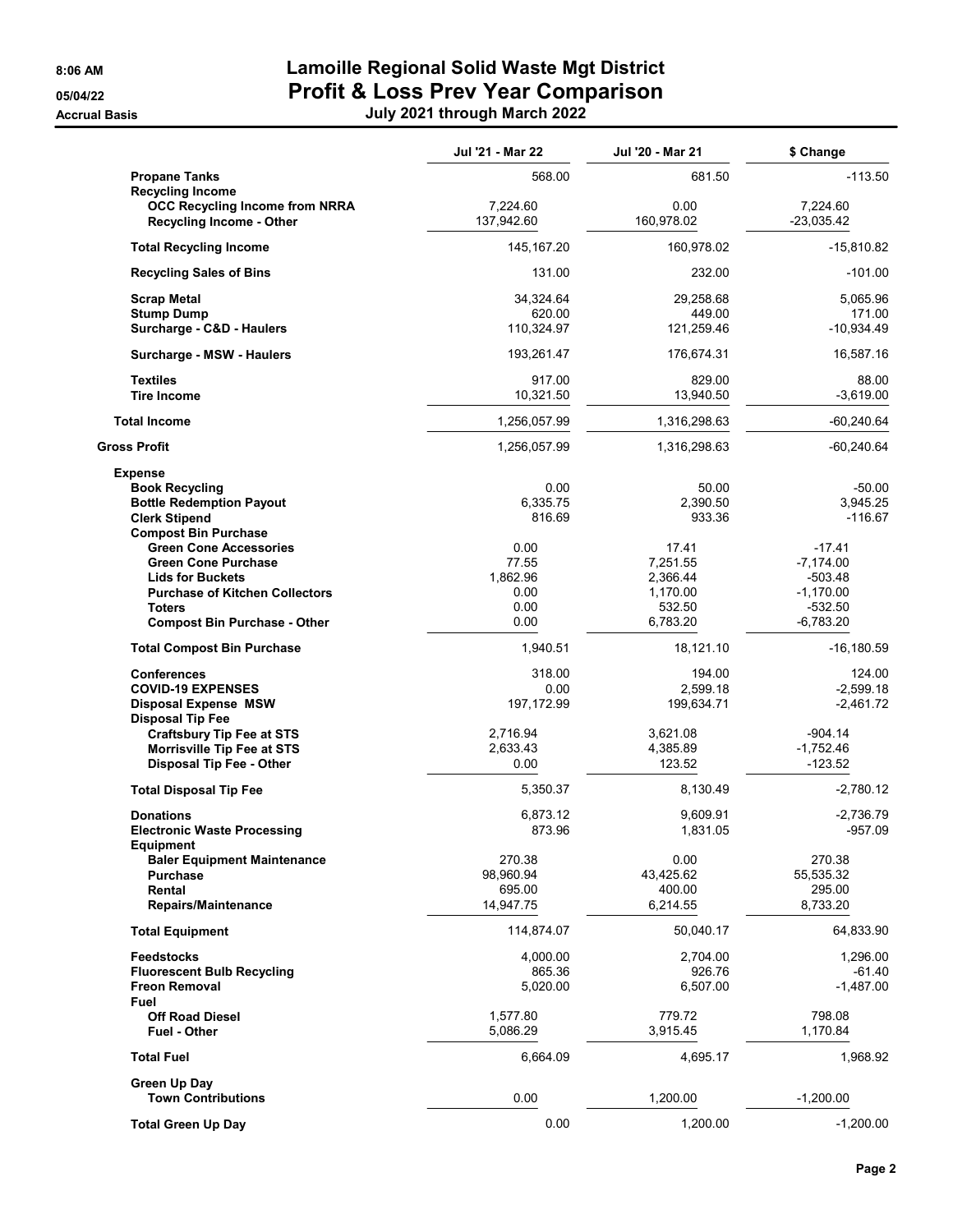# Lamoille Regional Solid Waste Mgt District

## Profit & Loss Prev Year Comparison

**July 2021 through March 2022**

8:06 AM
05/04/22
Accrual Basis

| | Jul '21 - Mar 22 | Jul '20 - Mar 21 | $ Change |
|---|---|---|---|
| **Propane Tanks** | 568.00 | 681.50 | -113.50 |
| **Recycling Income** | | | |
| **OCC Recycling Income from NRRA** | 7,224.60 | 0.00 | 7,224.60 |
| **Recycling Income - Other** | 137,942.60 | 160,978.02 | -23,035.42 |
| **Total Recycling Income** | 145,167.20 | 160,978.02 | -15,810.82 |
| **Recycling Sales of Bins** | 131.00 | 232.00 | -101.00 |
| **Scrap Metal** | 34,324.64 | 29,258.68 | 5,065.96 |
| **Stump Dump** | 620.00 | 449.00 | 171.00 |
| **Surcharge - C&D - Haulers** | 110,324.97 | 121,259.46 | -10,934.49 |
| **Surcharge - MSW - Haulers** | 193,261.47 | 176,674.31 | 16,587.16 |
| **Textiles** | 917.00 | 829.00 | 88.00 |
| **Tire Income** | 10,321.50 | 13,940.50 | -3,619.00 |
| **Total Income** | 1,256,057.99 | 1,316,298.63 | -60,240.64 |
| **Gross Profit** | 1,256,057.99 | 1,316,298.63 | -60,240.64 |
| **Expense** | | | |
| **Book Recycling** | 0.00 | 50.00 | -50.00 |
| **Bottle Redemption Payout** | 6,335.75 | 2,390.50 | 3,945.25 |
| **Clerk Stipend** | 816.69 | 933.36 | -116.67 |
| **Compost Bin Purchase** | | | |
| **Green Cone Accessories** | 0.00 | 17.41 | -17.41 |
| **Green Cone Purchase** | 77.55 | 7,251.55 | -7,174.00 |
| **Lids for Buckets** | 1,862.96 | 2,366.44 | -503.48 |
| **Purchase of Kitchen Collectors** | 0.00 | 1,170.00 | -1,170.00 |
| **Toters** | 0.00 | 532.50 | -532.50 |
| **Compost Bin Purchase - Other** | 0.00 | 6,783.20 | -6,783.20 |
| **Total Compost Bin Purchase** | 1,940.51 | 18,121.10 | -16,180.59 |
| **Conferences** | 318.00 | 194.00 | 124.00 |
| **COVID-19 EXPENSES** | 0.00 | 2,599.18 | -2,599.18 |
| **Disposal Expense MSW** | 197,172.99 | 199,634.71 | -2,461.72 |
| **Disposal Tip Fee** | | | |
| **Craftsbury Tip Fee at STS** | 2,716.94 | 3,621.08 | -904.14 |
| **Morrisville Tip Fee at STS** | 2,633.43 | 4,385.89 | -1,752.46 |
| **Disposal Tip Fee - Other** | 0.00 | 123.52 | -123.52 |
| **Total Disposal Tip Fee** | 5,350.37 | 8,130.49 | -2,780.12 |
| **Donations** | 6,873.12 | 9,609.91 | -2,736.79 |
| **Electronic Waste Processing** | 873.96 | 1,831.05 | -957.09 |
| **Equipment** | | | |
| **Baler Equipment Maintenance** | 270.38 | 0.00 | 270.38 |
| **Purchase** | 98,960.94 | 43,425.62 | 55,535.32 |
| **Rental** | 695.00 | 400.00 | 295.00 |
| **Repairs/Maintenance** | 14,947.75 | 6,214.55 | 8,733.20 |
| **Total Equipment** | 114,874.07 | 50,040.17 | 64,833.90 |
| **Feedstocks** | 4,000.00 | 2,704.00 | 1,296.00 |
| **Fluorescent Bulb Recycling** | 865.36 | 926.76 | -61.40 |
| **Freon Removal** | 5,020.00 | 6,507.00 | -1,487.00 |
| **Fuel** | | | |
| **Off Road Diesel** | 1,577.80 | 779.72 | 798.08 |
| **Fuel - Other** | 5,086.29 | 3,915.45 | 1,170.84 |
| **Total Fuel** | 6,664.09 | 4,695.17 | 1,968.92 |
| **Green Up Day** | | | |
| **Town Contributions** | 0.00 | 1,200.00 | -1,200.00 |
| **Total Green Up Day** | 0.00 | 1,200.00 | -1,200.00 |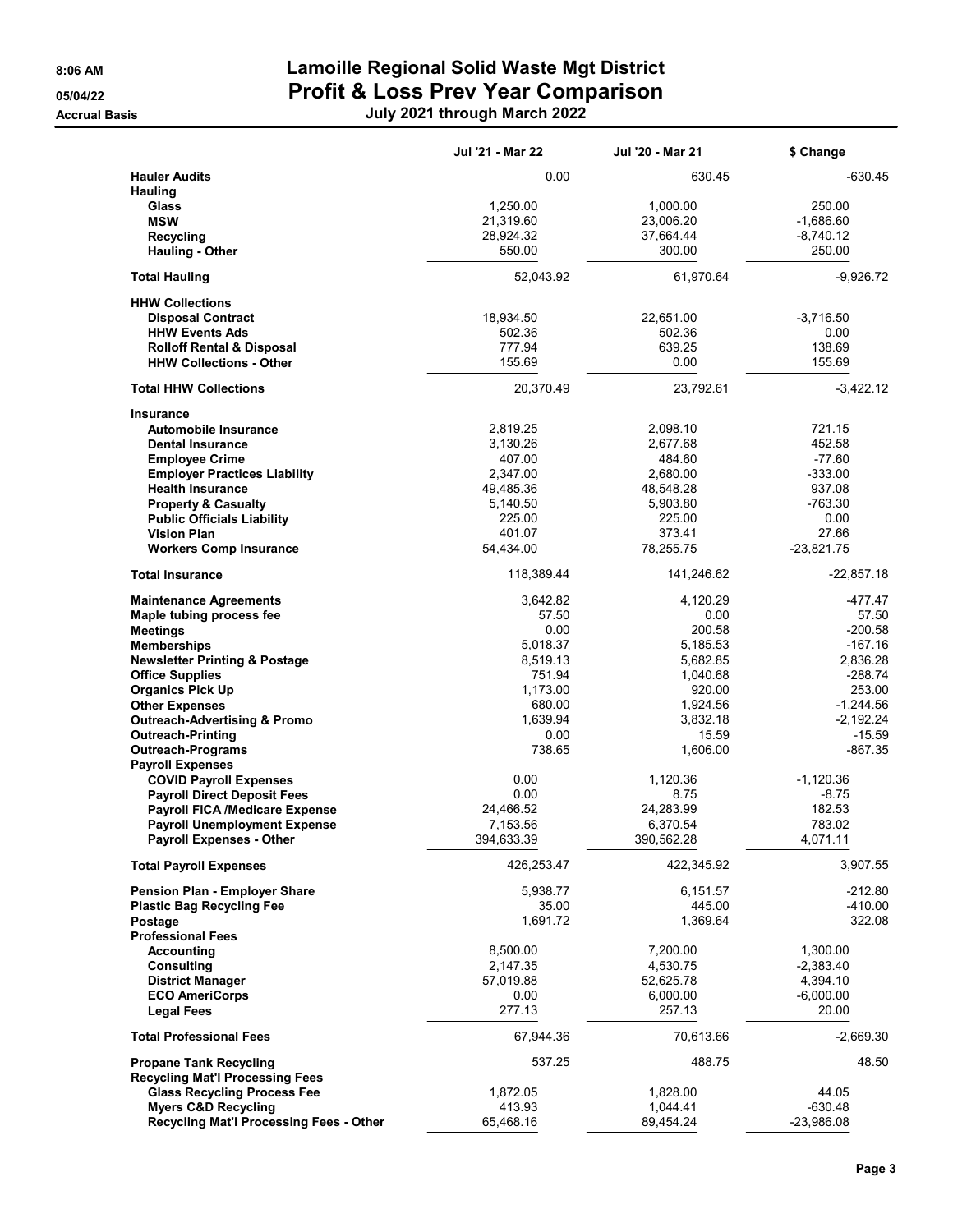# Lamoille Regional Solid Waste Mgt District
## Profit & Loss Prev Year Comparison
### July 2021 through March 2022

8:06 AM
05/04/22
Accrual Basis

| | Jul '21 - Mar 22 | Jul '20 - Mar 21 | $ Change |
|---|---|---|---|
| **Hauler Audits** | 0.00 | 630.45 | -630.45 |
| **Hauling** | | | |
| **Glass** | 1,250.00 | 1,000.00 | 250.00 |
| **MSW** | 21,319.60 | 23,006.20 | -1,686.60 |
| **Recycling** | 28,924.32 | 37,664.44 | -8,740.12 |
| **Hauling - Other** | 550.00 | 300.00 | 250.00 |
| **Total Hauling** | 52,043.92 | 61,970.64 | -9,926.72 |
| **HHW Collections** | | | |
| **Disposal Contract** | 18,934.50 | 22,651.00 | -3,716.50 |
| **HHW Events Ads** | 502.36 | 502.36 | 0.00 |
| **Rolloff Rental & Disposal** | 777.94 | 639.25 | 138.69 |
| **HHW Collections - Other** | 155.69 | 0.00 | 155.69 |
| **Total HHW Collections** | 20,370.49 | 23,792.61 | -3,422.12 |
| **Insurance** | | | |
| **Automobile Insurance** | 2,819.25 | 2,098.10 | 721.15 |
| **Dental Insurance** | 3,130.26 | 2,677.68 | 452.58 |
| **Employee Crime** | 407.00 | 484.60 | -77.60 |
| **Employer Practices Liability** | 2,347.00 | 2,680.00 | -333.00 |
| **Health Insurance** | 49,485.36 | 48,548.28 | 937.08 |
| **Property & Casualty** | 5,140.50 | 5,903.80 | -763.30 |
| **Public Officials Liability** | 225.00 | 225.00 | 0.00 |
| **Vision Plan** | 401.07 | 373.41 | 27.66 |
| **Workers Comp Insurance** | 54,434.00 | 78,255.75 | -23,821.75 |
| **Total Insurance** | 118,389.44 | 141,246.62 | -22,857.18 |
| **Maintenance Agreements** | 3,642.82 | 4,120.29 | -477.47 |
| **Maple tubing process fee** | 57.50 | 0.00 | 57.50 |
| **Meetings** | 0.00 | 200.58 | -200.58 |
| **Memberships** | 5,018.37 | 5,185.53 | -167.16 |
| **Newsletter Printing & Postage** | 8,519.13 | 5,682.85 | 2,836.28 |
| **Office Supplies** | 751.94 | 1,040.68 | -288.74 |
| **Organics Pick Up** | 1,173.00 | 920.00 | 253.00 |
| **Other Expenses** | 680.00 | 1,924.56 | -1,244.56 |
| **Outreach-Advertising & Promo** | 1,639.94 | 3,832.18 | -2,192.24 |
| **Outreach-Printing** | 0.00 | 15.59 | -15.59 |
| **Outreach-Programs** | 738.65 | 1,606.00 | -867.35 |
| **Payroll Expenses** | | | |
| **COVID Payroll Expenses** | 0.00 | 1,120.36 | -1,120.36 |
| **Payroll Direct Deposit Fees** | 0.00 | 8.75 | -8.75 |
| **Payroll FICA /Medicare Expense** | 24,466.52 | 24,283.99 | 182.53 |
| **Payroll Unemployment Expense** | 7,153.56 | 6,370.54 | 783.02 |
| **Payroll Expenses - Other** | 394,633.39 | 390,562.28 | 4,071.11 |
| **Total Payroll Expenses** | 426,253.47 | 422,345.92 | 3,907.55 |
| **Pension Plan - Employer Share** | 5,938.77 | 6,151.57 | -212.80 |
| **Plastic Bag Recycling Fee** | 35.00 | 445.00 | -410.00 |
| **Postage** | 1,691.72 | 1,369.64 | 322.08 |
| **Professional Fees** | | | |
| **Accounting** | 8,500.00 | 7,200.00 | 1,300.00 |
| **Consulting** | 2,147.35 | 4,530.75 | -2,383.40 |
| **District Manager** | 57,019.88 | 52,625.78 | 4,394.10 |
| **ECO AmeriCorps** | 0.00 | 6,000.00 | -6,000.00 |
| **Legal Fees** | 277.13 | 257.13 | 20.00 |
| **Total Professional Fees** | 67,944.36 | 70,613.66 | -2,669.30 |
| **Propane Tank Recycling** | 537.25 | 488.75 | 48.50 |
| **Recycling Mat'l Processing Fees** | | | |
| **Glass Recycling Process Fee** | 1,872.05 | 1,828.00 | 44.05 |
| **Myers C&D Recycling** | 413.93 | 1,044.41 | -630.48 |
| **Recycling Mat'l Processing Fees - Other** | 65,468.16 | 89,454.24 | -23,986.08 |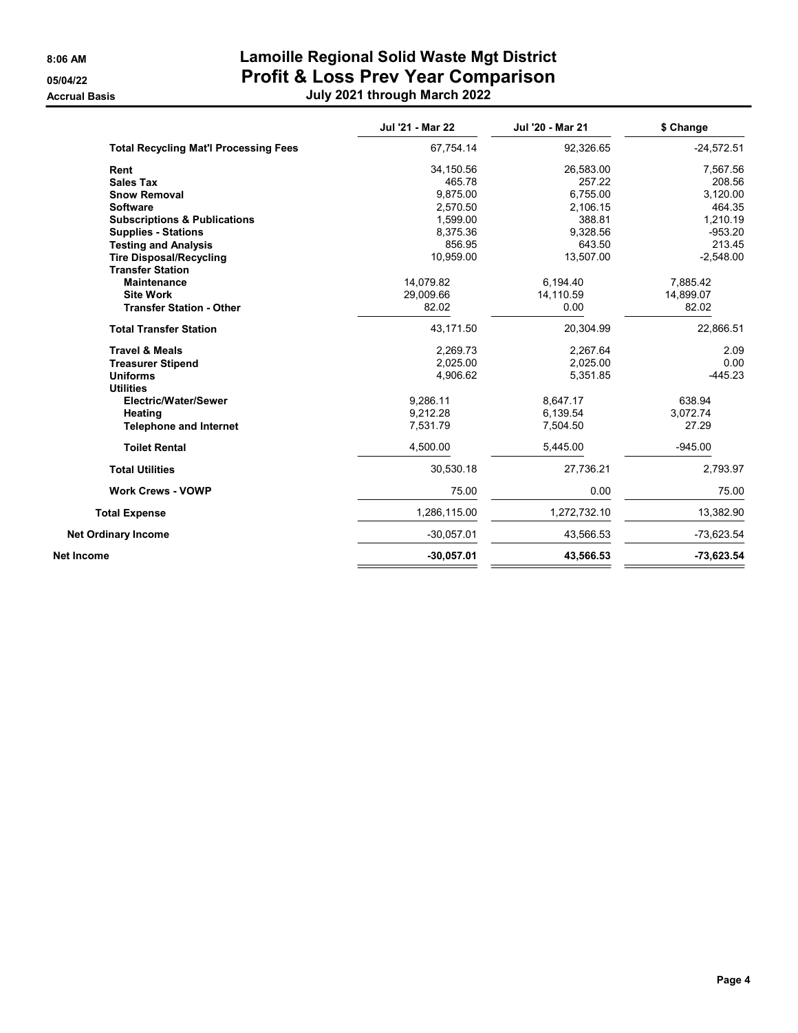# Lamoille Regional Solid Waste Mgt District

## Profit & Loss Prev Year Comparison

### July 2021 through March 2022

8:06 AM

05/04/22

Accrual Basis

| | Jul '21 - Mar 22 | Jul '20 - Mar 21 | $ Change |
|---|---|---|---|
| **Total Recycling Mat'l Processing Fees** | 67,754.14 | 92,326.65 | -24,572.51 |
| **Rent** | 34,150.56 | 26,583.00 | 7,567.56 |
| **Sales Tax** | 465.78 | 257.22 | 208.56 |
| **Snow Removal** | 9,875.00 | 6,755.00 | 3,120.00 |
| **Software** | 2,570.50 | 2,106.15 | 464.35 |
| **Subscriptions & Publications** | 1,599.00 | 388.81 | 1,210.19 |
| **Supplies - Stations** | 8,375.36 | 9,328.56 | -953.20 |
| **Testing and Analysis** | 856.95 | 643.50 | 213.45 |
| **Tire Disposal/Recycling** | 10,959.00 | 13,507.00 | -2,548.00 |
| **Transfer Station** | | | |
| **Maintenance** | 14,079.82 | 6,194.40 | 7,885.42 |
| **Site Work** | 29,009.66 | 14,110.59 | 14,899.07 |
| **Transfer Station - Other** | 82.02 | 0.00 | 82.02 |
| **Total Transfer Station** | 43,171.50 | 20,304.99 | 22,866.51 |
| **Travel & Meals** | 2,269.73 | 2,267.64 | 2.09 |
| **Treasurer Stipend** | 2,025.00 | 2,025.00 | 0.00 |
| **Uniforms** | 4,906.62 | 5,351.85 | -445.23 |
| **Utilities** | | | |
| **Electric/Water/Sewer** | 9,286.11 | 8,647.17 | 638.94 |
| **Heating** | 9,212.28 | 6,139.54 | 3,072.74 |
| **Telephone and Internet** | 7,531.79 | 7,504.50 | 27.29 |
| **Toilet Rental** | 4,500.00 | 5,445.00 | -945.00 |
| **Total Utilities** | 30,530.18 | 27,736.21 | 2,793.97 |
| **Work Crews - VOWP** | 75.00 | 0.00 | 75.00 |
| **Total Expense** | 1,286,115.00 | 1,272,732.10 | 13,382.90 |
| **Net Ordinary Income** | -30,057.01 | 43,566.53 | -73,623.54 |
| **Net Income** | **-30,057.01** | **43,566.53** | **-73,623.54** |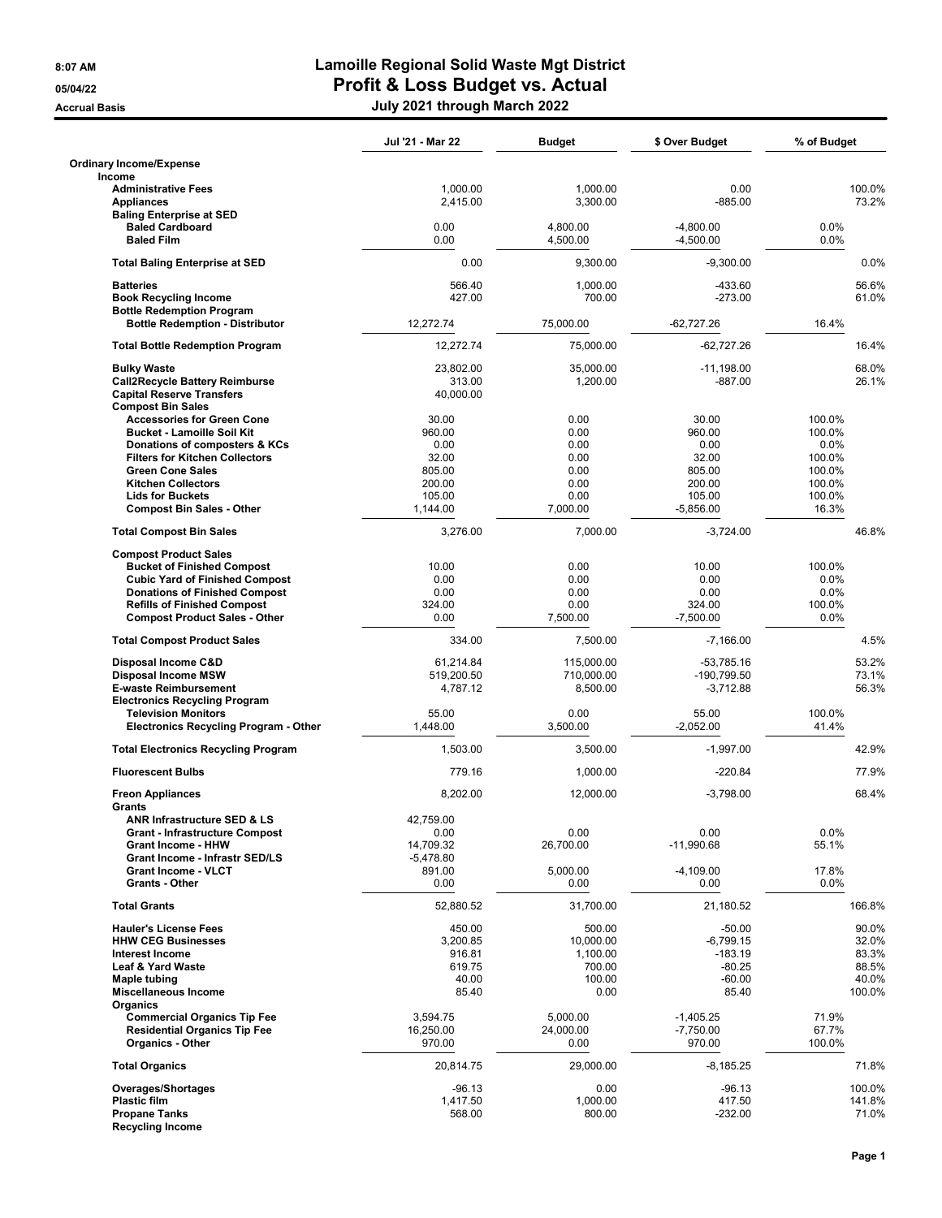# Lamoille Regional Solid Waste Mgt District

## Profit & Loss Budget vs. Actual

### July 2021 through March 2022

8:07 AM
05/04/22
Accrual Basis

| | Jul '21 - Mar 22 | Budget | $ Over Budget | % of Budget |
|---|---|---|---|---|
| **Ordinary Income/Expense** | | | | |
| **Income** | | | | |
| **Administrative Fees** | 1,000.00 | 1,000.00 | 0.00 | 100.0% |
| **Appliances** | 2,415.00 | 3,300.00 | -885.00 | 73.2% |
| **Baling Enterprise at SED** | | | | |
| **Baled Cardboard** | 0.00 | 4,800.00 | -4,800.00 | 0.0% |
| **Baled Film** | 0.00 | 4,500.00 | -4,500.00 | 0.0% |
| **Total Baling Enterprise at SED** | 0.00 | 9,300.00 | -9,300.00 | 0.0% |
| **Batteries** | 566.40 | 1,000.00 | -433.60 | 56.6% |
| **Book Recycling Income** | 427.00 | 700.00 | -273.00 | 61.0% |
| **Bottle Redemption Program** | | | | |
| **Bottle Redemption - Distributor** | 12,272.74 | 75,000.00 | -62,727.26 | 16.4% |
| **Total Bottle Redemption Program** | 12,272.74 | 75,000.00 | -62,727.26 | 16.4% |
| **Bulky Waste** | 23,802.00 | 35,000.00 | -11,198.00 | 68.0% |
| **Call2Recycle Battery Reimburse** | 313.00 | 1,200.00 | -887.00 | 26.1% |
| **Capital Reserve Transfers** | 40,000.00 | | | |
| **Compost Bin Sales** | | | | |
| **Accessories for Green Cone** | 30.00 | 0.00 | 30.00 | 100.0% |
| **Bucket - Lamoille Soil Kit** | 960.00 | 0.00 | 960.00 | 100.0% |
| **Donations of composters & KCs** | 0.00 | 0.00 | 0.00 | 0.0% |
| **Filters for Kitchen Collectors** | 32.00 | 0.00 | 32.00 | 100.0% |
| **Green Cone Sales** | 805.00 | 0.00 | 805.00 | 100.0% |
| **Kitchen Collectors** | 200.00 | 0.00 | 200.00 | 100.0% |
| **Lids for Buckets** | 105.00 | 0.00 | 105.00 | 100.0% |
| **Compost Bin Sales - Other** | 1,144.00 | 7,000.00 | -5,856.00 | 16.3% |
| **Total Compost Bin Sales** | 3,276.00 | 7,000.00 | -3,724.00 | 46.8% |
| **Compost Product Sales** | | | | |
| **Bucket of Finished Compost** | 10.00 | 0.00 | 10.00 | 100.0% |
| **Cubic Yard of Finished Compost** | 0.00 | 0.00 | 0.00 | 0.0% |
| **Donations of Finished Compost** | 0.00 | 0.00 | 0.00 | 0.0% |
| **Refills of Finished Compost** | 324.00 | 0.00 | 324.00 | 100.0% |
| **Compost Product Sales - Other** | 0.00 | 7,500.00 | -7,500.00 | 0.0% |
| **Total Compost Product Sales** | 334.00 | 7,500.00 | -7,166.00 | 4.5% |
| **Disposal Income C&D** | 61,214.84 | 115,000.00 | -53,785.16 | 53.2% |
| **Disposal Income MSW** | 519,200.50 | 710,000.00 | -190,799.50 | 73.1% |
| **E-waste Reimbursement** | 4,787.12 | 8,500.00 | -3,712.88 | 56.3% |
| **Electronics Recycling Program** | | | | |
| **Television Monitors** | 55.00 | 0.00 | 55.00 | 100.0% |
| **Electronics Recycling Program - Other** | 1,448.00 | 3,500.00 | -2,052.00 | 41.4% |
| **Total Electronics Recycling Program** | 1,503.00 | 3,500.00 | -1,997.00 | 42.9% |
| **Fluorescent Bulbs** | 779.16 | 1,000.00 | -220.84 | 77.9% |
| **Freon Appliances** | 8,202.00 | 12,000.00 | -3,798.00 | 68.4% |
| **Grants** | | | | |
| **ANR Infrastructure SED & LS** | 42,759.00 | | | |
| **Grant - Infrastructure Compost** | 0.00 | 0.00 | 0.00 | 0.0% |
| **Grant Income - HHW** | 14,709.32 | 26,700.00 | -11,990.68 | 55.1% |
| **Grant Income - Infrastr SED/LS** | -5,478.80 | | | |
| **Grant Income - VLCT** | 891.00 | 5,000.00 | -4,109.00 | 17.8% |
| **Grants - Other** | 0.00 | 0.00 | 0.00 | 0.0% |
| **Total Grants** | 52,880.52 | 31,700.00 | 21,180.52 | 166.8% |
| **Hauler's License Fees** | 450.00 | 500.00 | -50.00 | 90.0% |
| **HHW CEG Businesses** | 3,200.85 | 10,000.00 | -6,799.15 | 32.0% |
| **Interest Income** | 916.81 | 1,100.00 | -183.19 | 83.3% |
| **Leaf & Yard Waste** | 619.75 | 700.00 | -80.25 | 88.5% |
| **Maple tubing** | 40.00 | 100.00 | -60.00 | 40.0% |
| **Miscellaneous Income** | 85.40 | 0.00 | 85.40 | 100.0% |
| **Organics** | | | | |
| **Commercial Organics Tip Fee** | 3,594.75 | 5,000.00 | -1,405.25 | 71.9% |
| **Residential Organics Tip Fee** | 16,250.00 | 24,000.00 | -7,750.00 | 67.7% |
| **Organics - Other** | 970.00 | 0.00 | 970.00 | 100.0% |
| **Total Organics** | 20,814.75 | 29,000.00 | -8,185.25 | 71.8% |
| **Overages/Shortages** | -96.13 | 0.00 | -96.13 | 100.0% |
| **Plastic film** | 1,417.50 | 1,000.00 | 417.50 | 141.8% |
| **Propane Tanks** | 568.00 | 800.00 | -232.00 | 71.0% |
| **Recycling Income** | | | | |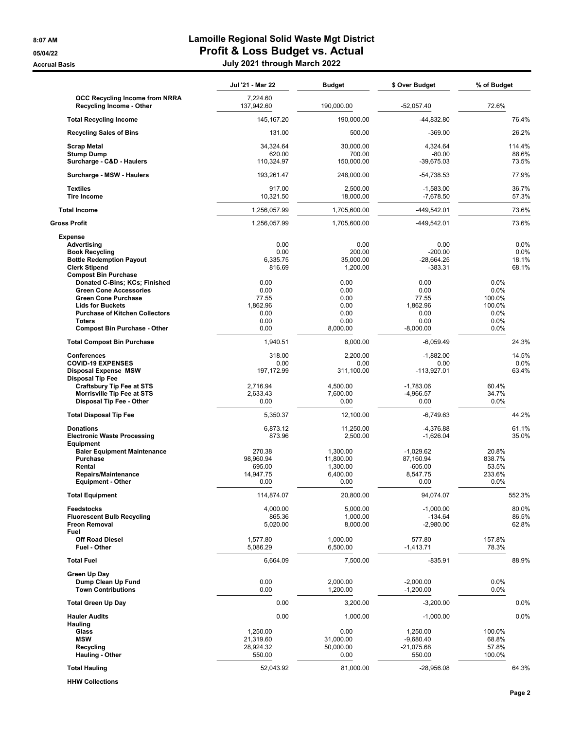8:07 AM
05/04/22
Accrual Basis

# Lamoille Regional Solid Waste Mgt District
## Profit & Loss Budget vs. Actual
### July 2021 through March 2022

| | Jul '21 - Mar 22 | Budget | $ Over Budget | % of Budget |
|---|---|---|---|---|
| **OCC Recycling Income from NRRA** | 7,224.60 | | | |
| **Recycling Income - Other** | 137,942.60 | 190,000.00 | -52,057.40 | 72.6% |
| **Total Recycling Income** | 145,167.20 | 190,000.00 | -44,832.80 | 76.4% |
| **Recycling Sales of Bins** | 131.00 | 500.00 | -369.00 | 26.2% |
| **Scrap Metal** | 34,324.64 | 30,000.00 | 4,324.64 | 114.4% |
| **Stump Dump** | 620.00 | 700.00 | -80.00 | 88.6% |
| **Surcharge - C&D - Haulers** | 110,324.97 | 150,000.00 | -39,675.03 | 73.5% |
| **Surcharge - MSW - Haulers** | 193,261.47 | 248,000.00 | -54,738.53 | 77.9% |
| **Textiles** | 917.00 | 2,500.00 | -1,583.00 | 36.7% |
| **Tire Income** | 10,321.50 | 18,000.00 | -7,678.50 | 57.3% |
| **Total Income** | 1,256,057.99 | 1,705,600.00 | -449,542.01 | 73.6% |
| **Gross Profit** | 1,256,057.99 | 1,705,600.00 | -449,542.01 | 73.6% |
| **Expense** | | | | |
| **Advertising** | 0.00 | 0.00 | 0.00 | 0.0% |
| **Book Recycling** | 0.00 | 200.00 | -200.00 | 0.0% |
| **Bottle Redemption Payout** | 6,335.75 | 35,000.00 | -28,664.25 | 18.1% |
| **Clerk Stipend** | 816.69 | 1,200.00 | -383.31 | 68.1% |
| **Compost Bin Purchase** | | | | |
| Donated C-Bins; KCs; Finished | 0.00 | 0.00 | 0.00 | 0.0% |
| Green Cone Accessories | 0.00 | 0.00 | 0.00 | 0.0% |
| Green Cone Purchase | 77.55 | 0.00 | 77.55 | 100.0% |
| Lids for Buckets | 1,862.96 | 0.00 | 1,862.96 | 100.0% |
| Purchase of Kitchen Collectors | 0.00 | 0.00 | 0.00 | 0.0% |
| Toters | 0.00 | 0.00 | 0.00 | 0.0% |
| Compost Bin Purchase - Other | 0.00 | 8,000.00 | -8,000.00 | 0.0% |
| **Total Compost Bin Purchase** | 1,940.51 | 8,000.00 | -6,059.49 | 24.3% |
| **Conferences** | 318.00 | 2,200.00 | -1,882.00 | 14.5% |
| **COVID-19 EXPENSES** | 0.00 | 0.00 | 0.00 | 0.0% |
| **Disposal Expense MSW** | 197,172.99 | 311,100.00 | -113,927.01 | 63.4% |
| **Disposal Tip Fee** | | | | |
| Craftsbury Tip Fee at STS | 2,716.94 | 4,500.00 | -1,783.06 | 60.4% |
| Morrisville Tip Fee at STS | 2,633.43 | 7,600.00 | -4,966.57 | 34.7% |
| Disposal Tip Fee - Other | 0.00 | 0.00 | 0.00 | 0.0% |
| **Total Disposal Tip Fee** | 5,350.37 | 12,100.00 | -6,749.63 | 44.2% |
| **Donations** | 6,873.12 | 11,250.00 | -4,376.88 | 61.1% |
| **Electronic Waste Processing** | 873.96 | 2,500.00 | -1,626.04 | 35.0% |
| **Equipment** | | | | |
| Baler Equipment Maintenance | 270.38 | 1,300.00 | -1,029.62 | 20.8% |
| Purchase | 98,960.94 | 11,800.00 | 87,160.94 | 838.7% |
| Rental | 695.00 | 1,300.00 | -605.00 | 53.5% |
| Repairs/Maintenance | 14,947.75 | 6,400.00 | 8,547.75 | 233.6% |
| Equipment - Other | 0.00 | 0.00 | 0.00 | 0.0% |
| **Total Equipment** | 114,874.07 | 20,800.00 | 94,074.07 | 552.3% |
| **Feedstocks** | 4,000.00 | 5,000.00 | -1,000.00 | 80.0% |
| **Fluorescent Bulb Recycling** | 865.36 | 1,000.00 | -134.64 | 86.5% |
| **Freon Removal** | 5,020.00 | 8,000.00 | -2,980.00 | 62.8% |
| **Fuel** | | | | |
| Off Road Diesel | 1,577.80 | 1,000.00 | 577.80 | 157.8% |
| Fuel - Other | 5,086.29 | 6,500.00 | -1,413.71 | 78.3% |
| **Total Fuel** | 6,664.09 | 7,500.00 | -835.91 | 88.9% |
| **Green Up Day** | | | | |
| Dump Clean Up Fund | 0.00 | 2,000.00 | -2,000.00 | 0.0% |
| Town Contributions | 0.00 | 1,200.00 | -1,200.00 | 0.0% |
| **Total Green Up Day** | 0.00 | 3,200.00 | -3,200.00 | 0.0% |
| **Hauler Audits** | 0.00 | 1,000.00 | -1,000.00 | 0.0% |
| **Hauling** | | | | |
| Glass | 1,250.00 | 0.00 | 1,250.00 | 100.0% |
| MSW | 21,319.60 | 31,000.00 | -9,680.40 | 68.8% |
| Recycling | 28,924.32 | 50,000.00 | -21,075.68 | 57.8% |
| Hauling - Other | 550.00 | 0.00 | 550.00 | 100.0% |
| **Total Hauling** | 52,043.92 | 81,000.00 | -28,956.08 | 64.3% |
| **HHW Collections** | | | | |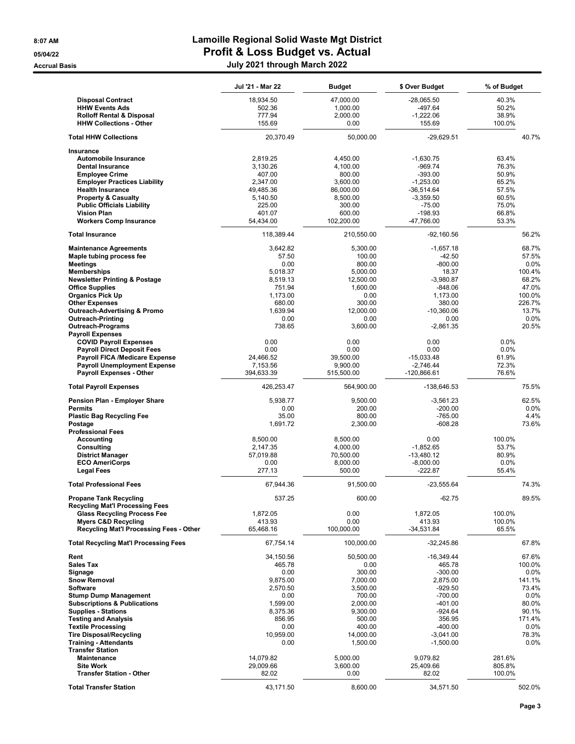# Lamoille Regional Solid Waste Mgt District
# Profit & Loss Budget vs. Actual
## July 2021 through March 2022

8:07 AM
05/04/22
Accrual Basis

| | Jul '21 - Mar 22 | Budget | $ Over Budget | % of Budget |
|---|---|---|---|---|
| Disposal Contract | 18,934.50 | 47,000.00 | -28,065.50 | 40.3% |
| HHW Events Ads | 502.36 | 1,000.00 | -497.64 | 50.2% |
| Rolloff Rental & Disposal | 777.94 | 2,000.00 | -1,222.06 | 38.9% |
| HHW Collections - Other | 155.69 | 0.00 | 155.69 | 100.0% |
| **Total HHW Collections** | 20,370.49 | 50,000.00 | -29,629.51 | 40.7% |
| **Insurance** | | | | |
| Automobile Insurance | 2,819.25 | 4,450.00 | -1,630.75 | 63.4% |
| Dental Insurance | 3,130.26 | 4,100.00 | -969.74 | 76.3% |
| Employee Crime | 407.00 | 800.00 | -393.00 | 50.9% |
| Employer Practices Liability | 2,347.00 | 3,600.00 | -1,253.00 | 65.2% |
| Health Insurance | 49,485.36 | 86,000.00 | -36,514.64 | 57.5% |
| Property & Casualty | 5,140.50 | 8,500.00 | -3,359.50 | 60.5% |
| Public Officials Liability | 225.00 | 300.00 | -75.00 | 75.0% |
| Vision Plan | 401.07 | 600.00 | -198.93 | 66.8% |
| Workers Comp Insurance | 54,434.00 | 102,200.00 | -47,766.00 | 53.3% |
| **Total Insurance** | 118,389.44 | 210,550.00 | -92,160.56 | 56.2% |
| Maintenance Agreements | 3,642.82 | 5,300.00 | -1,657.18 | 68.7% |
| Maple tubing process fee | 57.50 | 100.00 | -42.50 | 57.5% |
| Meetings | 0.00 | 800.00 | -800.00 | 0.0% |
| Memberships | 5,018.37 | 5,000.00 | 18.37 | 100.4% |
| Newsletter Printing & Postage | 8,519.13 | 12,500.00 | -3,980.87 | 68.2% |
| Office Supplies | 751.94 | 1,600.00 | -848.06 | 47.0% |
| Organics Pick Up | 1,173.00 | 0.00 | 1,173.00 | 100.0% |
| Other Expenses | 680.00 | 300.00 | 380.00 | 226.7% |
| Outreach-Advertising & Promo | 1,639.94 | 12,000.00 | -10,360.06 | 13.7% |
| Outreach-Printing | 0.00 | 0.00 | 0.00 | 0.0% |
| Outreach-Programs | 738.65 | 3,600.00 | -2,861.35 | 20.5% |
| **Payroll Expenses** | | | | |
| COVID Payroll Expenses | 0.00 | 0.00 | 0.00 | 0.0% |
| Payroll Direct Deposit Fees | 0.00 | 0.00 | 0.00 | 0.0% |
| Payroll FICA /Medicare Expense | 24,466.52 | 39,500.00 | -15,033.48 | 61.9% |
| Payroll Unemployment Expense | 7,153.56 | 9,900.00 | -2,746.44 | 72.3% |
| Payroll Expenses - Other | 394,633.39 | 515,500.00 | -120,866.61 | 76.6% |
| **Total Payroll Expenses** | 426,253.47 | 564,900.00 | -138,646.53 | 75.5% |
| Pension Plan - Employer Share | 5,938.77 | 9,500.00 | -3,561.23 | 62.5% |
| Permits | 0.00 | 200.00 | -200.00 | 0.0% |
| Plastic Bag Recycling Fee | 35.00 | 800.00 | -765.00 | 4.4% |
| Postage | 1,691.72 | 2,300.00 | -608.28 | 73.6% |
| **Professional Fees** | | | | |
| Accounting | 8,500.00 | 8,500.00 | 0.00 | 100.0% |
| Consulting | 2,147.35 | 4,000.00 | -1,852.65 | 53.7% |
| District Manager | 57,019.88 | 70,500.00 | -13,480.12 | 80.9% |
| ECO AmeriCorps | 0.00 | 8,000.00 | -8,000.00 | 0.0% |
| Legal Fees | 277.13 | 500.00 | -222.87 | 55.4% |
| **Total Professional Fees** | 67,944.36 | 91,500.00 | -23,555.64 | 74.3% |
| Propane Tank Recycling | 537.25 | 600.00 | -62.75 | 89.5% |
| **Recycling Mat'l Processing Fees** | | | | |
| Glass Recycling Process Fee | 1,872.05 | 0.00 | 1,872.05 | 100.0% |
| Myers C&D Recycling | 413.93 | 0.00 | 413.93 | 100.0% |
| Recycling Mat'l Processing Fees - Other | 65,468.16 | 100,000.00 | -34,531.84 | 65.5% |
| **Total Recycling Mat'l Processing Fees** | 67,754.14 | 100,000.00 | -32,245.86 | 67.8% |
| Rent | 34,150.56 | 50,500.00 | -16,349.44 | 67.6% |
| Sales Tax | 465.78 | 0.00 | 465.78 | 100.0% |
| Signage | 0.00 | 300.00 | -300.00 | 0.0% |
| Snow Removal | 9,875.00 | 7,000.00 | 2,875.00 | 141.1% |
| Software | 2,570.50 | 3,500.00 | -929.50 | 73.4% |
| Stump Dump Management | 0.00 | 700.00 | -700.00 | 0.0% |
| Subscriptions & Publications | 1,599.00 | 2,000.00 | -401.00 | 80.0% |
| Supplies - Stations | 8,375.36 | 9,300.00 | -924.64 | 90.1% |
| Testing and Analysis | 856.95 | 500.00 | 356.95 | 171.4% |
| Textile Processing | 0.00 | 400.00 | -400.00 | 0.0% |
| Tire Disposal/Recycling | 10,959.00 | 14,000.00 | -3,041.00 | 78.3% |
| Training - Attendants | 0.00 | 1,500.00 | -1,500.00 | 0.0% |
| **Transfer Station** | | | | |
| Maintenance | 14,079.82 | 5,000.00 | 9,079.82 | 281.6% |
| Site Work | 29,009.66 | 3,600.00 | 25,409.66 | 805.8% |
| Transfer Station - Other | 82.02 | 0.00 | 82.02 | 100.0% |
| **Total Transfer Station** | 43,171.50 | 8,600.00 | 34,571.50 | 502.0% |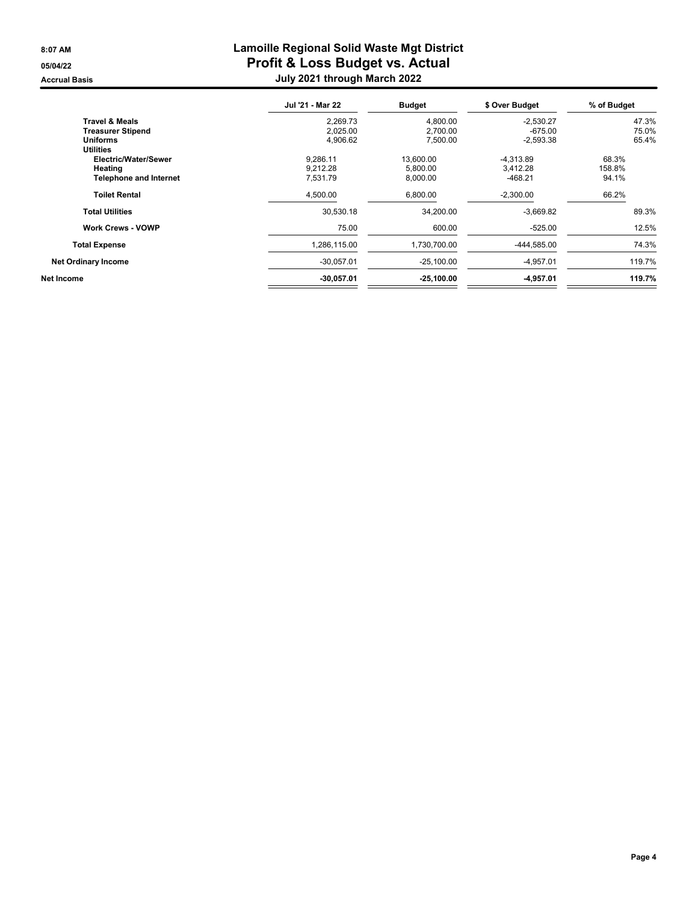8:07 AM
05/04/22
Accrual Basis

# Lamoille Regional Solid Waste Mgt District
## Profit & Loss Budget vs. Actual
### July 2021 through March 2022

| | Jul '21 - Mar 22 | Budget | $ Over Budget | % of Budget |
|---|---|---|---|---|
| **Travel & Meals** | 2,269.73 | 4,800.00 | -2,530.27 | 47.3% |
| **Treasurer Stipend** | 2,025.00 | 2,700.00 | -675.00 | 75.0% |
| **Uniforms** | 4,906.62 | 7,500.00 | -2,593.38 | 65.4% |
| **Utilities** | | | | |
| **Electric/Water/Sewer** | 9,286.11 | 13,600.00 | -4,313.89 | 68.3% |
| **Heating** | 9,212.28 | 5,800.00 | 3,412.28 | 158.8% |
| **Telephone and Internet** | 7,531.79 | 8,000.00 | -468.21 | 94.1% |
| **Toilet Rental** | 4,500.00 | 6,800.00 | -2,300.00 | 66.2% |
| **Total Utilities** | 30,530.18 | 34,200.00 | -3,669.82 | 89.3% |
| **Work Crews - VOWP** | 75.00 | 600.00 | -525.00 | 12.5% |
| **Total Expense** | 1,286,115.00 | 1,730,700.00 | -444,585.00 | 74.3% |
| **Net Ordinary Income** | -30,057.01 | -25,100.00 | -4,957.01 | 119.7% |
| **Net Income** | **-30,057.01** | **-25,100.00** | **-4,957.01** | **119.7%** |